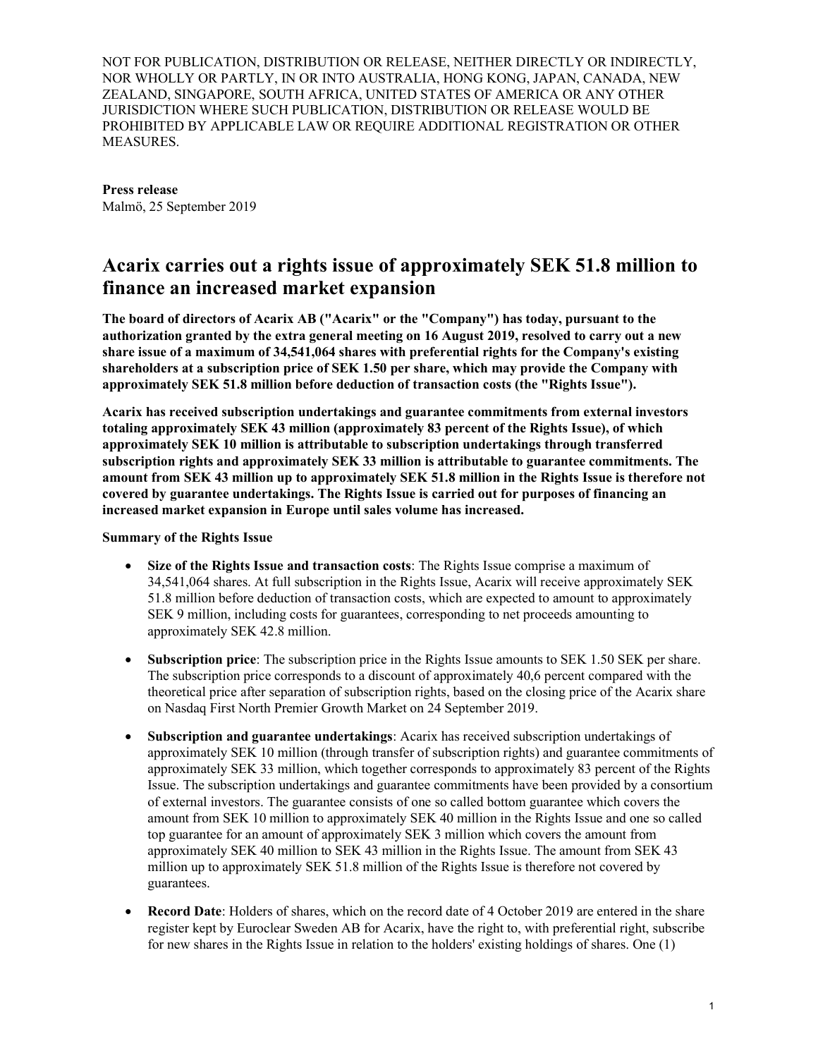NOT FOR PUBLICATION, DISTRIBUTION OR RELEASE, NEITHER DIRECTLY OR INDIRECTLY, NOR WHOLLY OR PARTLY, IN OR INTO AUSTRALIA, HONG KONG, JAPAN, CANADA, NEW ZEALAND, SINGAPORE, SOUTH AFRICA, UNITED STATES OF AMERICA OR ANY OTHER JURISDICTION WHERE SUCH PUBLICATION, DISTRIBUTION OR RELEASE WOULD BE PROHIBITED BY APPLICABLE LAW OR REQUIRE ADDITIONAL REGISTRATION OR OTHER MEASURES.

**Press release**
Malmö, 25 September 2019

# Acarix carries out a rights issue of approximately SEK 51.8 million to finance an increased market expansion

**The board of directors of Acarix AB ("Acarix" or the "Company") has today, pursuant to the authorization granted by the extra general meeting on 16 August 2019, resolved to carry out a new share issue of a maximum of 34,541,064 shares with preferential rights for the Company's existing shareholders at a subscription price of SEK 1.50 per share, which may provide the Company with approximately SEK 51.8 million before deduction of transaction costs (the "Rights Issue").**

**Acarix has received subscription undertakings and guarantee commitments from external investors totaling approximately SEK 43 million (approximately 83 percent of the Rights Issue), of which approximately SEK 10 million is attributable to subscription undertakings through transferred subscription rights and approximately SEK 33 million is attributable to guarantee commitments. The amount from SEK 43 million up to approximately SEK 51.8 million in the Rights Issue is therefore not covered by guarantee undertakings. The Rights Issue is carried out for purposes of financing an increased market expansion in Europe until sales volume has increased.**

**Summary of the Rights Issue**

- **Size of the Rights Issue and transaction costs**: The Rights Issue comprise a maximum of 34,541,064 shares. At full subscription in the Rights Issue, Acarix will receive approximately SEK 51.8 million before deduction of transaction costs, which are expected to amount to approximately SEK 9 million, including costs for guarantees, corresponding to net proceeds amounting to approximately SEK 42.8 million.
- **Subscription price**: The subscription price in the Rights Issue amounts to SEK 1.50 SEK per share. The subscription price corresponds to a discount of approximately 40,6 percent compared with the theoretical price after separation of subscription rights, based on the closing price of the Acarix share on Nasdaq First North Premier Growth Market on 24 September 2019.
- **Subscription and guarantee undertakings**: Acarix has received subscription undertakings of approximately SEK 10 million (through transfer of subscription rights) and guarantee commitments of approximately SEK 33 million, which together corresponds to approximately 83 percent of the Rights Issue. The subscription undertakings and guarantee commitments have been provided by a consortium of external investors. The guarantee consists of one so called bottom guarantee which covers the amount from SEK 10 million to approximately SEK 40 million in the Rights Issue and one so called top guarantee for an amount of approximately SEK 3 million which covers the amount from approximately SEK 40 million to SEK 43 million in the Rights Issue. The amount from SEK 43 million up to approximately SEK 51.8 million of the Rights Issue is therefore not covered by guarantees.
- **Record Date**: Holders of shares, which on the record date of 4 October 2019 are entered in the share register kept by Euroclear Sweden AB for Acarix, have the right to, with preferential right, subscribe for new shares in the Rights Issue in relation to the holders' existing holdings of shares. One (1)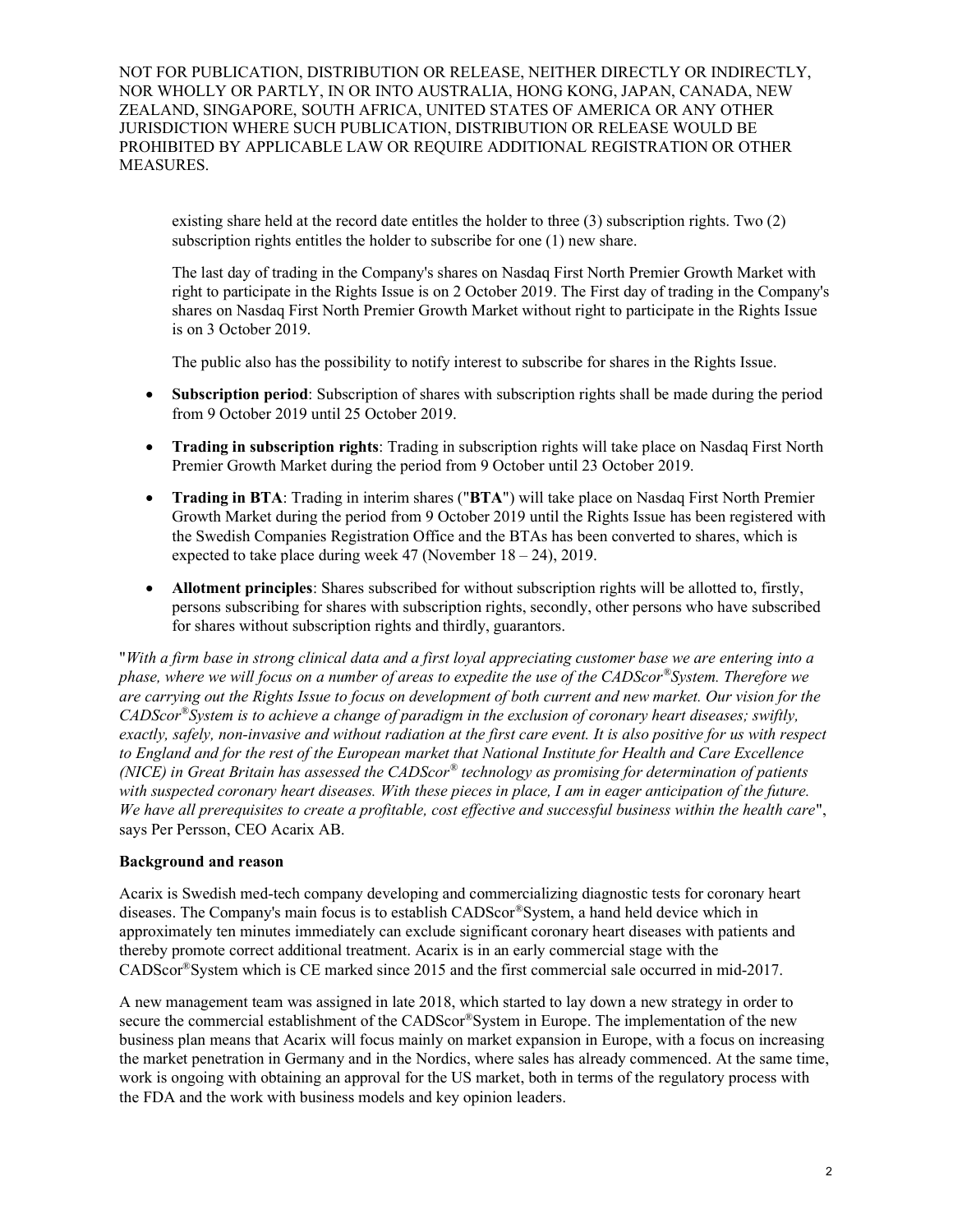NOT FOR PUBLICATION, DISTRIBUTION OR RELEASE, NEITHER DIRECTLY OR INDIRECTLY, NOR WHOLLY OR PARTLY, IN OR INTO AUSTRALIA, HONG KONG, JAPAN, CANADA, NEW ZEALAND, SINGAPORE, SOUTH AFRICA, UNITED STATES OF AMERICA OR ANY OTHER JURISDICTION WHERE SUCH PUBLICATION, DISTRIBUTION OR RELEASE WOULD BE PROHIBITED BY APPLICABLE LAW OR REQUIRE ADDITIONAL REGISTRATION OR OTHER MEASURES.

existing share held at the record date entitles the holder to three (3) subscription rights. Two (2) subscription rights entitles the holder to subscribe for one (1) new share.

The last day of trading in the Company's shares on Nasdaq First North Premier Growth Market with right to participate in the Rights Issue is on 2 October 2019. The First day of trading in the Company's shares on Nasdaq First North Premier Growth Market without right to participate in the Rights Issue is on 3 October 2019.

The public also has the possibility to notify interest to subscribe for shares in the Rights Issue.

- **Subscription period**: Subscription of shares with subscription rights shall be made during the period from 9 October 2019 until 25 October 2019.
- **Trading in subscription rights**: Trading in subscription rights will take place on Nasdaq First North Premier Growth Market during the period from 9 October until 23 October 2019.
- **Trading in BTA**: Trading in interim shares ("**BTA**") will take place on Nasdaq First North Premier Growth Market during the period from 9 October 2019 until the Rights Issue has been registered with the Swedish Companies Registration Office and the BTAs has been converted to shares, which is expected to take place during week 47 (November 18 – 24), 2019.
- **Allotment principles**: Shares subscribed for without subscription rights will be allotted to, firstly, persons subscribing for shares with subscription rights, secondly, other persons who have subscribed for shares without subscription rights and thirdly, guarantors.

"*With a firm base in strong clinical data and a first loyal appreciating customer base we are entering into a phase, where we will focus on a number of areas to expedite the use of the CADScor®System. Therefore we are carrying out the Rights Issue to focus on development of both current and new market. Our vision for the CADScor®System is to achieve a change of paradigm in the exclusion of coronary heart diseases; swiftly, exactly, safely, non-invasive and without radiation at the first care event. It is also positive for us with respect to England and for the rest of the European market that National Institute for Health and Care Excellence (NICE) in Great Britain has assessed the CADScor® technology as promising for determination of patients with suspected coronary heart diseases. With these pieces in place, I am in eager anticipation of the future. We have all prerequisites to create a profitable, cost effective and successful business within the health care*", says Per Persson, CEO Acarix AB.

**Background and reason**

Acarix is Swedish med-tech company developing and commercializing diagnostic tests for coronary heart diseases. The Company's main focus is to establish CADScor®System, a hand held device which in approximately ten minutes immediately can exclude significant coronary heart diseases with patients and thereby promote correct additional treatment. Acarix is in an early commercial stage with the CADScor®System which is CE marked since 2015 and the first commercial sale occurred in mid-2017.

A new management team was assigned in late 2018, which started to lay down a new strategy in order to secure the commercial establishment of the CADScor®System in Europe. The implementation of the new business plan means that Acarix will focus mainly on market expansion in Europe, with a focus on increasing the market penetration in Germany and in the Nordics, where sales has already commenced. At the same time, work is ongoing with obtaining an approval for the US market, both in terms of the regulatory process with the FDA and the work with business models and key opinion leaders.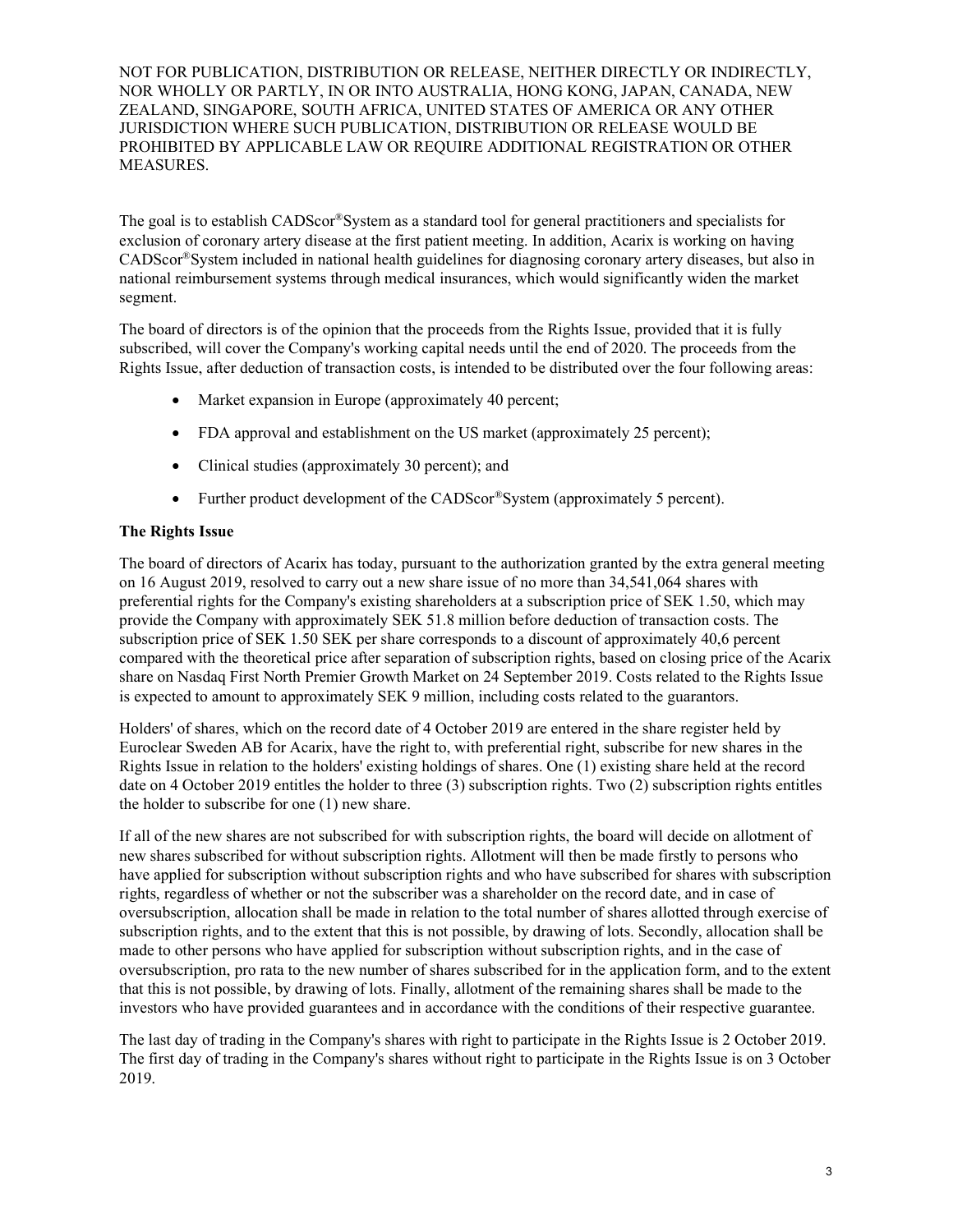NOT FOR PUBLICATION, DISTRIBUTION OR RELEASE, NEITHER DIRECTLY OR INDIRECTLY, NOR WHOLLY OR PARTLY, IN OR INTO AUSTRALIA, HONG KONG, JAPAN, CANADA, NEW ZEALAND, SINGAPORE, SOUTH AFRICA, UNITED STATES OF AMERICA OR ANY OTHER JURISDICTION WHERE SUCH PUBLICATION, DISTRIBUTION OR RELEASE WOULD BE PROHIBITED BY APPLICABLE LAW OR REQUIRE ADDITIONAL REGISTRATION OR OTHER MEASURES.

The goal is to establish CADScor®System as a standard tool for general practitioners and specialists for exclusion of coronary artery disease at the first patient meeting. In addition, Acarix is working on having CADScor®System included in national health guidelines for diagnosing coronary artery diseases, but also in national reimbursement systems through medical insurances, which would significantly widen the market segment.

The board of directors is of the opinion that the proceeds from the Rights Issue, provided that it is fully subscribed, will cover the Company's working capital needs until the end of 2020. The proceeds from the Rights Issue, after deduction of transaction costs, is intended to be distributed over the four following areas:

- Market expansion in Europe (approximately 40 percent;
- FDA approval and establishment on the US market (approximately 25 percent);
- Clinical studies (approximately 30 percent); and
- Further product development of the CADScor®System (approximately 5 percent).

**The Rights Issue**

The board of directors of Acarix has today, pursuant to the authorization granted by the extra general meeting on 16 August 2019, resolved to carry out a new share issue of no more than 34,541,064 shares with preferential rights for the Company's existing shareholders at a subscription price of SEK 1.50, which may provide the Company with approximately SEK 51.8 million before deduction of transaction costs. The subscription price of SEK 1.50 SEK per share corresponds to a discount of approximately 40,6 percent compared with the theoretical price after separation of subscription rights, based on closing price of the Acarix share on Nasdaq First North Premier Growth Market on 24 September 2019. Costs related to the Rights Issue is expected to amount to approximately SEK 9 million, including costs related to the guarantors.

Holders' of shares, which on the record date of 4 October 2019 are entered in the share register held by Euroclear Sweden AB for Acarix, have the right to, with preferential right, subscribe for new shares in the Rights Issue in relation to the holders' existing holdings of shares. One (1) existing share held at the record date on 4 October 2019 entitles the holder to three (3) subscription rights. Two (2) subscription rights entitles the holder to subscribe for one (1) new share.

If all of the new shares are not subscribed for with subscription rights, the board will decide on allotment of new shares subscribed for without subscription rights. Allotment will then be made firstly to persons who have applied for subscription without subscription rights and who have subscribed for shares with subscription rights, regardless of whether or not the subscriber was a shareholder on the record date, and in case of oversubscription, allocation shall be made in relation to the total number of shares allotted through exercise of subscription rights, and to the extent that this is not possible, by drawing of lots. Secondly, allocation shall be made to other persons who have applied for subscription without subscription rights, and in the case of oversubscription, pro rata to the new number of shares subscribed for in the application form, and to the extent that this is not possible, by drawing of lots. Finally, allotment of the remaining shares shall be made to the investors who have provided guarantees and in accordance with the conditions of their respective guarantee.

The last day of trading in the Company's shares with right to participate in the Rights Issue is 2 October 2019. The first day of trading in the Company's shares without right to participate in the Rights Issue is on 3 October 2019.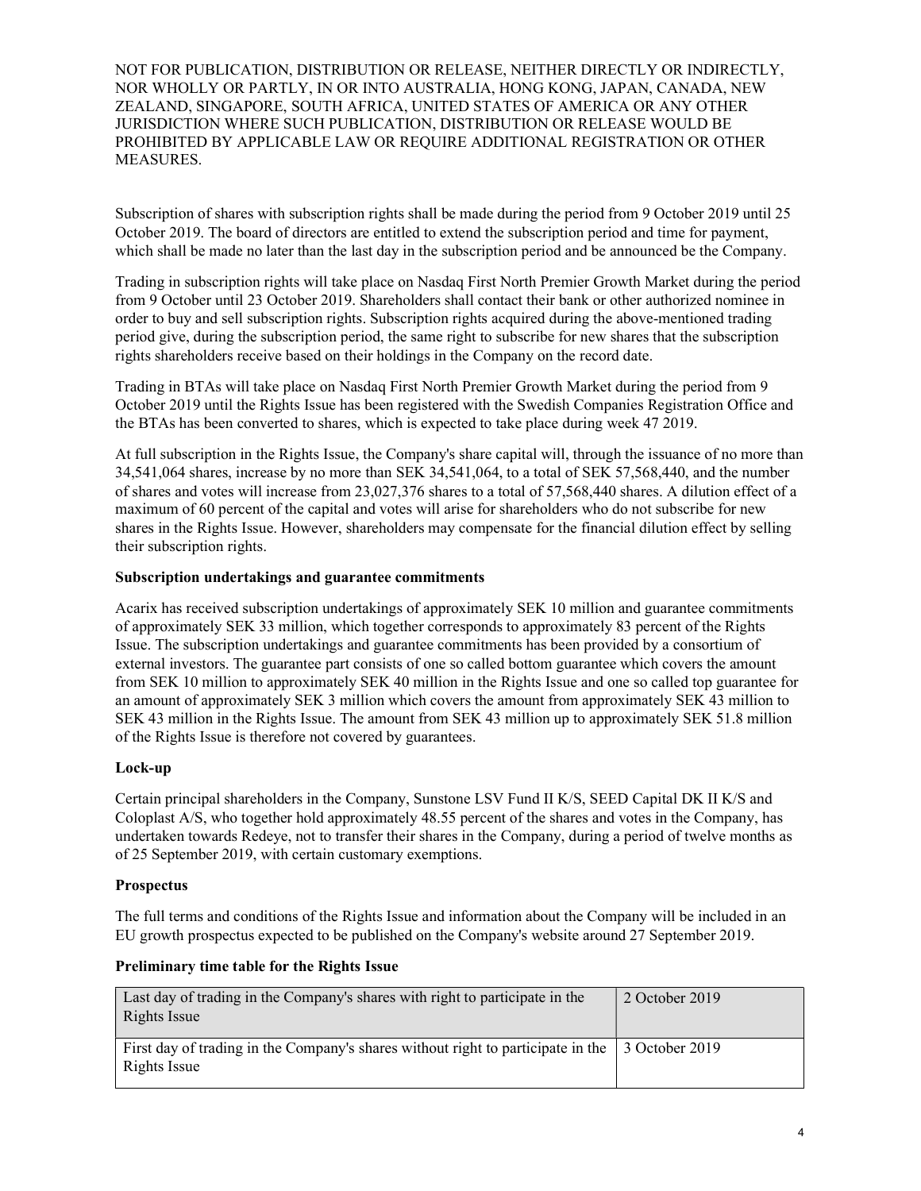NOT FOR PUBLICATION, DISTRIBUTION OR RELEASE, NEITHER DIRECTLY OR INDIRECTLY, NOR WHOLLY OR PARTLY, IN OR INTO AUSTRALIA, HONG KONG, JAPAN, CANADA, NEW ZEALAND, SINGAPORE, SOUTH AFRICA, UNITED STATES OF AMERICA OR ANY OTHER JURISDICTION WHERE SUCH PUBLICATION, DISTRIBUTION OR RELEASE WOULD BE PROHIBITED BY APPLICABLE LAW OR REQUIRE ADDITIONAL REGISTRATION OR OTHER MEASURES.

Subscription of shares with subscription rights shall be made during the period from 9 October 2019 until 25 October 2019. The board of directors are entitled to extend the subscription period and time for payment, which shall be made no later than the last day in the subscription period and be announced be the Company.

Trading in subscription rights will take place on Nasdaq First North Premier Growth Market during the period from 9 October until 23 October 2019. Shareholders shall contact their bank or other authorized nominee in order to buy and sell subscription rights. Subscription rights acquired during the above-mentioned trading period give, during the subscription period, the same right to subscribe for new shares that the subscription rights shareholders receive based on their holdings in the Company on the record date.

Trading in BTAs will take place on Nasdaq First North Premier Growth Market during the period from 9 October 2019 until the Rights Issue has been registered with the Swedish Companies Registration Office and the BTAs has been converted to shares, which is expected to take place during week 47 2019.

At full subscription in the Rights Issue, the Company's share capital will, through the issuance of no more than 34,541,064 shares, increase by no more than SEK 34,541,064, to a total of SEK 57,568,440, and the number of shares and votes will increase from 23,027,376 shares to a total of 57,568,440 shares. A dilution effect of a maximum of 60 percent of the capital and votes will arise for shareholders who do not subscribe for new shares in the Rights Issue. However, shareholders may compensate for the financial dilution effect by selling their subscription rights.

**Subscription undertakings and guarantee commitments**

Acarix has received subscription undertakings of approximately SEK 10 million and guarantee commitments of approximately SEK 33 million, which together corresponds to approximately 83 percent of the Rights Issue. The subscription undertakings and guarantee commitments has been provided by a consortium of external investors. The guarantee part consists of one so called bottom guarantee which covers the amount from SEK 10 million to approximately SEK 40 million in the Rights Issue and one so called top guarantee for an amount of approximately SEK 3 million which covers the amount from approximately SEK 43 million to SEK 43 million in the Rights Issue. The amount from SEK 43 million up to approximately SEK 51.8 million of the Rights Issue is therefore not covered by guarantees.

**Lock-up**

Certain principal shareholders in the Company, Sunstone LSV Fund II K/S, SEED Capital DK II K/S and Coloplast A/S, who together hold approximately 48.55 percent of the shares and votes in the Company, has undertaken towards Redeye, not to transfer their shares in the Company, during a period of twelve months as of 25 September 2019, with certain customary exemptions.

**Prospectus**

The full terms and conditions of the Rights Issue and information about the Company will be included in an EU growth prospectus expected to be published on the Company's website around 27 September 2019.

**Preliminary time table for the Rights Issue**

| | |
|---|---|
| Last day of trading in the Company's shares with right to participate in the Rights Issue | 2 October 2019 |
| First day of trading in the Company's shares without right to participate in the Rights Issue | 3 October 2019 |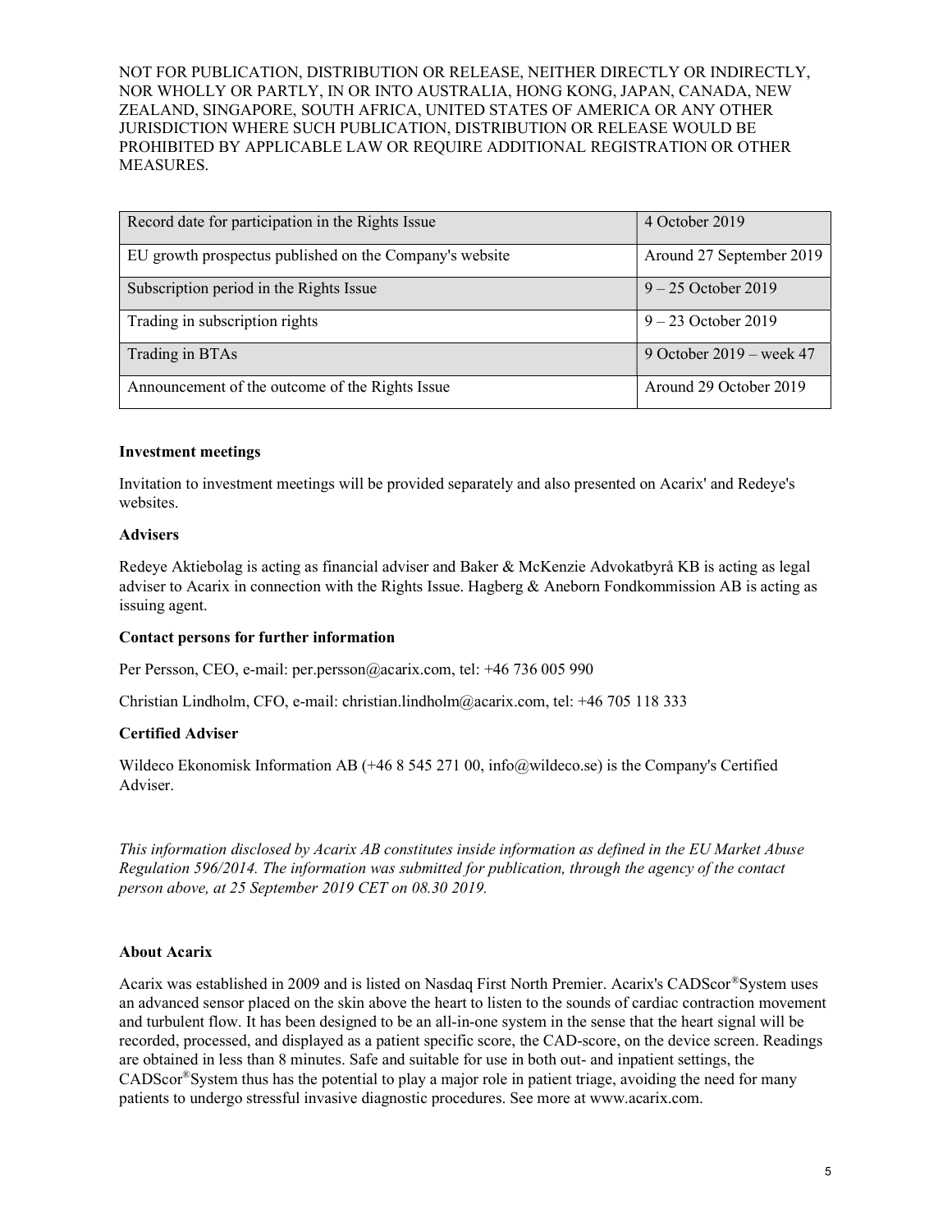NOT FOR PUBLICATION, DISTRIBUTION OR RELEASE, NEITHER DIRECTLY OR INDIRECTLY, NOR WHOLLY OR PARTLY, IN OR INTO AUSTRALIA, HONG KONG, JAPAN, CANADA, NEW ZEALAND, SINGAPORE, SOUTH AFRICA, UNITED STATES OF AMERICA OR ANY OTHER JURISDICTION WHERE SUCH PUBLICATION, DISTRIBUTION OR RELEASE WOULD BE PROHIBITED BY APPLICABLE LAW OR REQUIRE ADDITIONAL REGISTRATION OR OTHER MEASURES.

| | |
|---|---|
| Record date for participation in the Rights Issue | 4 October 2019 |
| EU growth prospectus published on the Company's website | Around 27 September 2019 |
| Subscription period in the Rights Issue | 9 – 25 October 2019 |
| Trading in subscription rights | 9 – 23 October 2019 |
| Trading in BTAs | 9 October 2019 – week 47 |
| Announcement of the outcome of the Rights Issue | Around 29 October 2019 |

**Investment meetings**

Invitation to investment meetings will be provided separately and also presented on Acarix' and Redeye's websites.

**Advisers**

Redeye Aktiebolag is acting as financial adviser and Baker & McKenzie Advokatbyrå KB is acting as legal adviser to Acarix in connection with the Rights Issue. Hagberg & Aneborn Fondkommission AB is acting as issuing agent.

**Contact persons for further information**

Per Persson, CEO, e-mail: per.persson@acarix.com, tel: +46 736 005 990

Christian Lindholm, CFO, e-mail: christian.lindholm@acarix.com, tel: +46 705 118 333

**Certified Adviser**

Wildeco Ekonomisk Information AB (+46 8 545 271 00, info@wildeco.se) is the Company's Certified Adviser.

*This information disclosed by Acarix AB constitutes inside information as defined in the EU Market Abuse Regulation 596/2014. The information was submitted for publication, through the agency of the contact person above, at 25 September 2019 CET on 08.30 2019.*

**About Acarix**

Acarix was established in 2009 and is listed on Nasdaq First North Premier. Acarix's CADScor®System uses an advanced sensor placed on the skin above the heart to listen to the sounds of cardiac contraction movement and turbulent flow. It has been designed to be an all-in-one system in the sense that the heart signal will be recorded, processed, and displayed as a patient specific score, the CAD-score, on the device screen. Readings are obtained in less than 8 minutes. Safe and suitable for use in both out- and inpatient settings, the CADScor®System thus has the potential to play a major role in patient triage, avoiding the need for many patients to undergo stressful invasive diagnostic procedures. See more at www.acarix.com.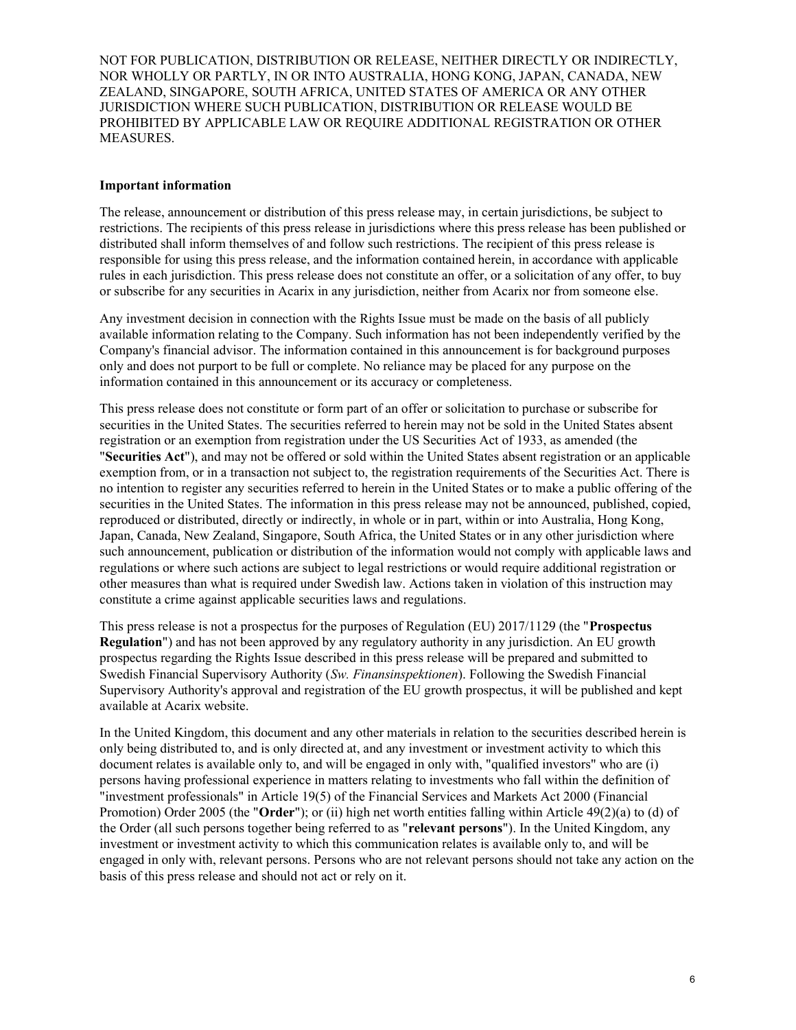NOT FOR PUBLICATION, DISTRIBUTION OR RELEASE, NEITHER DIRECTLY OR INDIRECTLY, NOR WHOLLY OR PARTLY, IN OR INTO AUSTRALIA, HONG KONG, JAPAN, CANADA, NEW ZEALAND, SINGAPORE, SOUTH AFRICA, UNITED STATES OF AMERICA OR ANY OTHER JURISDICTION WHERE SUCH PUBLICATION, DISTRIBUTION OR RELEASE WOULD BE PROHIBITED BY APPLICABLE LAW OR REQUIRE ADDITIONAL REGISTRATION OR OTHER MEASURES.

**Important information**

The release, announcement or distribution of this press release may, in certain jurisdictions, be subject to restrictions. The recipients of this press release in jurisdictions where this press release has been published or distributed shall inform themselves of and follow such restrictions. The recipient of this press release is responsible for using this press release, and the information contained herein, in accordance with applicable rules in each jurisdiction. This press release does not constitute an offer, or a solicitation of any offer, to buy or subscribe for any securities in Acarix in any jurisdiction, neither from Acarix nor from someone else.

Any investment decision in connection with the Rights Issue must be made on the basis of all publicly available information relating to the Company. Such information has not been independently verified by the Company's financial advisor. The information contained in this announcement is for background purposes only and does not purport to be full or complete. No reliance may be placed for any purpose on the information contained in this announcement or its accuracy or completeness.

This press release does not constitute or form part of an offer or solicitation to purchase or subscribe for securities in the United States. The securities referred to herein may not be sold in the United States absent registration or an exemption from registration under the US Securities Act of 1933, as amended (the "**Securities Act**"), and may not be offered or sold within the United States absent registration or an applicable exemption from, or in a transaction not subject to, the registration requirements of the Securities Act. There is no intention to register any securities referred to herein in the United States or to make a public offering of the securities in the United States. The information in this press release may not be announced, published, copied, reproduced or distributed, directly or indirectly, in whole or in part, within or into Australia, Hong Kong, Japan, Canada, New Zealand, Singapore, South Africa, the United States or in any other jurisdiction where such announcement, publication or distribution of the information would not comply with applicable laws and regulations or where such actions are subject to legal restrictions or would require additional registration or other measures than what is required under Swedish law. Actions taken in violation of this instruction may constitute a crime against applicable securities laws and regulations.

This press release is not a prospectus for the purposes of Regulation (EU) 2017/1129 (the "**Prospectus Regulation**") and has not been approved by any regulatory authority in any jurisdiction. An EU growth prospectus regarding the Rights Issue described in this press release will be prepared and submitted to Swedish Financial Supervisory Authority (*Sw. Finansinspektionen*). Following the Swedish Financial Supervisory Authority's approval and registration of the EU growth prospectus, it will be published and kept available at Acarix website.

In the United Kingdom, this document and any other materials in relation to the securities described herein is only being distributed to, and is only directed at, and any investment or investment activity to which this document relates is available only to, and will be engaged in only with, "qualified investors" who are (i) persons having professional experience in matters relating to investments who fall within the definition of "investment professionals" in Article 19(5) of the Financial Services and Markets Act 2000 (Financial Promotion) Order 2005 (the "**Order**"); or (ii) high net worth entities falling within Article 49(2)(a) to (d) of the Order (all such persons together being referred to as "**relevant persons**"). In the United Kingdom, any investment or investment activity to which this communication relates is available only to, and will be engaged in only with, relevant persons. Persons who are not relevant persons should not take any action on the basis of this press release and should not act or rely on it.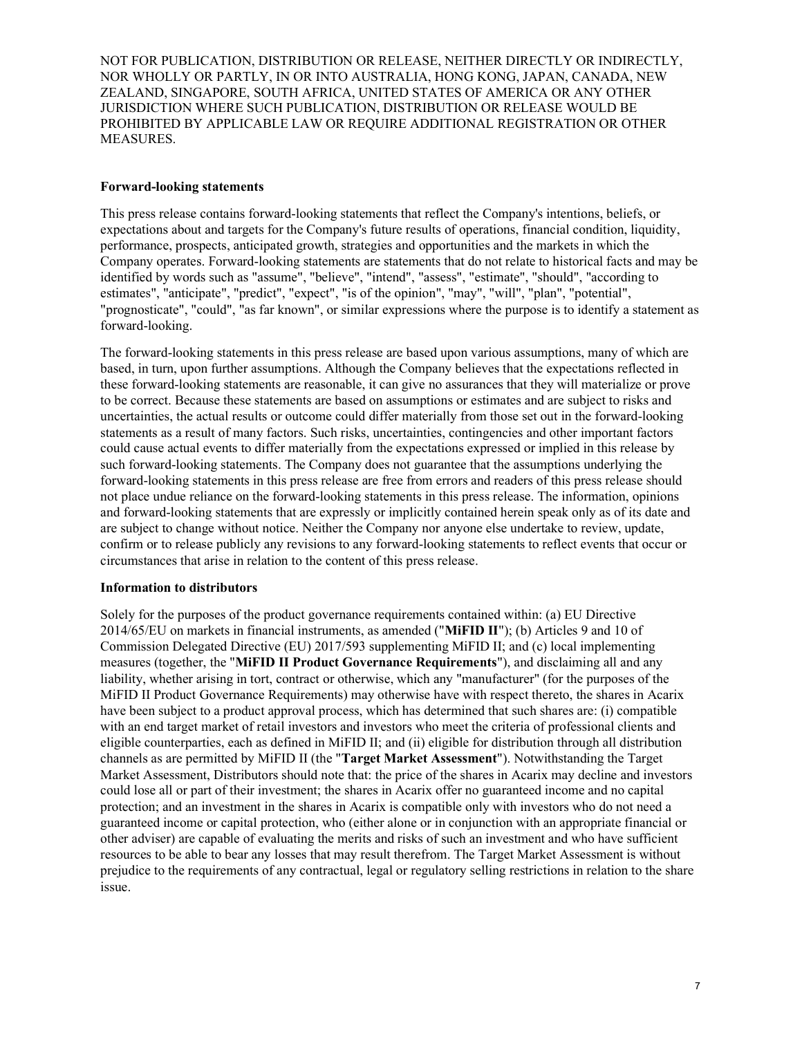NOT FOR PUBLICATION, DISTRIBUTION OR RELEASE, NEITHER DIRECTLY OR INDIRECTLY, NOR WHOLLY OR PARTLY, IN OR INTO AUSTRALIA, HONG KONG, JAPAN, CANADA, NEW ZEALAND, SINGAPORE, SOUTH AFRICA, UNITED STATES OF AMERICA OR ANY OTHER JURISDICTION WHERE SUCH PUBLICATION, DISTRIBUTION OR RELEASE WOULD BE PROHIBITED BY APPLICABLE LAW OR REQUIRE ADDITIONAL REGISTRATION OR OTHER MEASURES.

**Forward-looking statements**

This press release contains forward-looking statements that reflect the Company's intentions, beliefs, or expectations about and targets for the Company's future results of operations, financial condition, liquidity, performance, prospects, anticipated growth, strategies and opportunities and the markets in which the Company operates. Forward-looking statements are statements that do not relate to historical facts and may be identified by words such as "assume", "believe", "intend", "assess", "estimate", "should", "according to estimates", "anticipate", "predict", "expect", "is of the opinion", "may", "will", "plan", "potential", "prognosticate", "could", "as far known", or similar expressions where the purpose is to identify a statement as forward-looking.

The forward-looking statements in this press release are based upon various assumptions, many of which are based, in turn, upon further assumptions. Although the Company believes that the expectations reflected in these forward-looking statements are reasonable, it can give no assurances that they will materialize or prove to be correct. Because these statements are based on assumptions or estimates and are subject to risks and uncertainties, the actual results or outcome could differ materially from those set out in the forward-looking statements as a result of many factors. Such risks, uncertainties, contingencies and other important factors could cause actual events to differ materially from the expectations expressed or implied in this release by such forward-looking statements. The Company does not guarantee that the assumptions underlying the forward-looking statements in this press release are free from errors and readers of this press release should not place undue reliance on the forward-looking statements in this press release. The information, opinions and forward-looking statements that are expressly or implicitly contained herein speak only as of its date and are subject to change without notice. Neither the Company nor anyone else undertake to review, update, confirm or to release publicly any revisions to any forward-looking statements to reflect events that occur or circumstances that arise in relation to the content of this press release.

**Information to distributors**

Solely for the purposes of the product governance requirements contained within: (a) EU Directive 2014/65/EU on markets in financial instruments, as amended ("**MiFID II**"); (b) Articles 9 and 10 of Commission Delegated Directive (EU) 2017/593 supplementing MiFID II; and (c) local implementing measures (together, the "**MiFID II Product Governance Requirements**"), and disclaiming all and any liability, whether arising in tort, contract or otherwise, which any "manufacturer" (for the purposes of the MiFID II Product Governance Requirements) may otherwise have with respect thereto, the shares in Acarix have been subject to a product approval process, which has determined that such shares are: (i) compatible with an end target market of retail investors and investors who meet the criteria of professional clients and eligible counterparties, each as defined in MiFID II; and (ii) eligible for distribution through all distribution channels as are permitted by MiFID II (the "**Target Market Assessment**"). Notwithstanding the Target Market Assessment, Distributors should note that: the price of the shares in Acarix may decline and investors could lose all or part of their investment; the shares in Acarix offer no guaranteed income and no capital protection; and an investment in the shares in Acarix is compatible only with investors who do not need a guaranteed income or capital protection, who (either alone or in conjunction with an appropriate financial or other adviser) are capable of evaluating the merits and risks of such an investment and who have sufficient resources to be able to bear any losses that may result therefrom. The Target Market Assessment is without prejudice to the requirements of any contractual, legal or regulatory selling restrictions in relation to the share issue.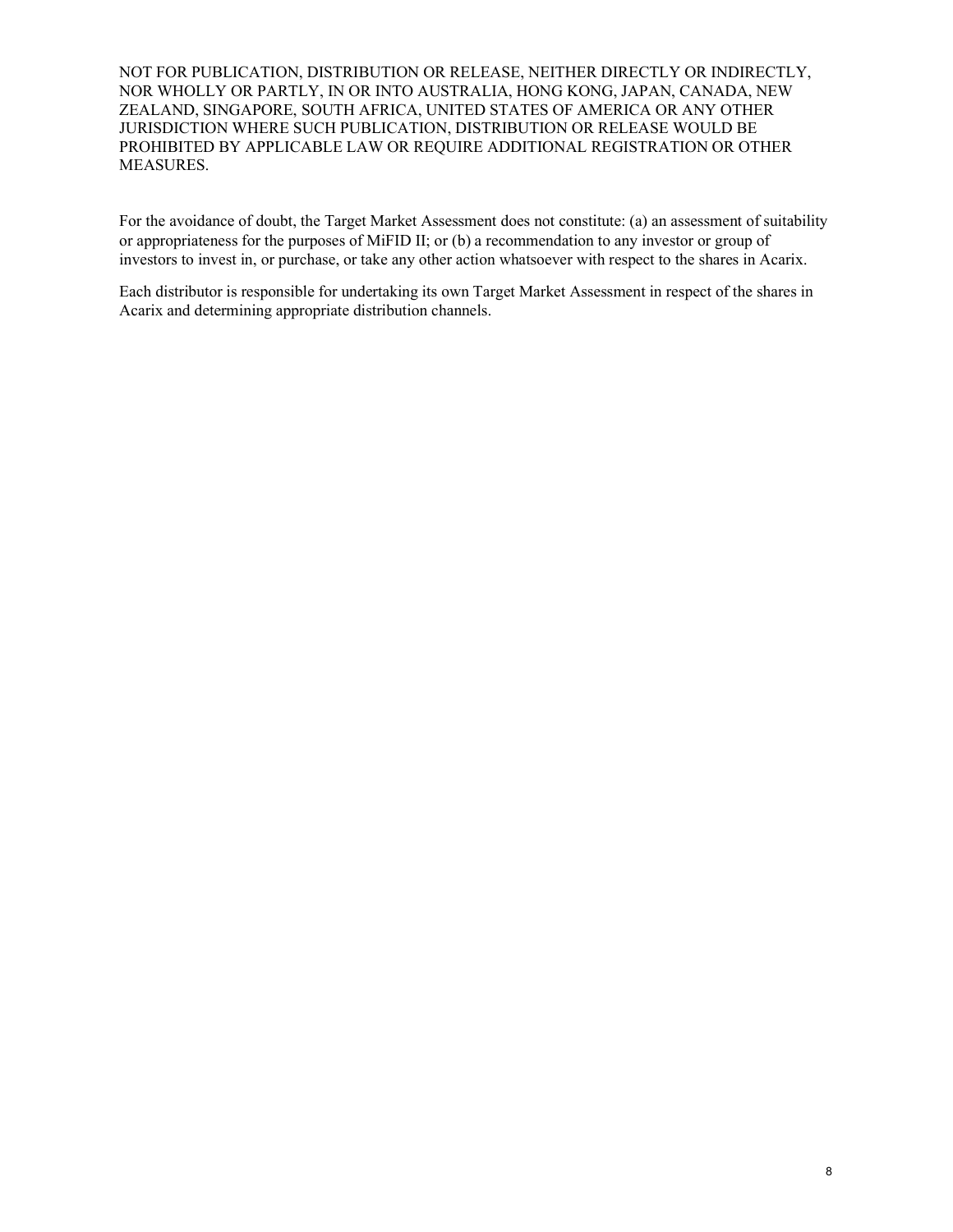NOT FOR PUBLICATION, DISTRIBUTION OR RELEASE, NEITHER DIRECTLY OR INDIRECTLY, NOR WHOLLY OR PARTLY, IN OR INTO AUSTRALIA, HONG KONG, JAPAN, CANADA, NEW ZEALAND, SINGAPORE, SOUTH AFRICA, UNITED STATES OF AMERICA OR ANY OTHER JURISDICTION WHERE SUCH PUBLICATION, DISTRIBUTION OR RELEASE WOULD BE PROHIBITED BY APPLICABLE LAW OR REQUIRE ADDITIONAL REGISTRATION OR OTHER MEASURES.

For the avoidance of doubt, the Target Market Assessment does not constitute: (a) an assessment of suitability or appropriateness for the purposes of MiFID II; or (b) a recommendation to any investor or group of investors to invest in, or purchase, or take any other action whatsoever with respect to the shares in Acarix.

Each distributor is responsible for undertaking its own Target Market Assessment in respect of the shares in Acarix and determining appropriate distribution channels.